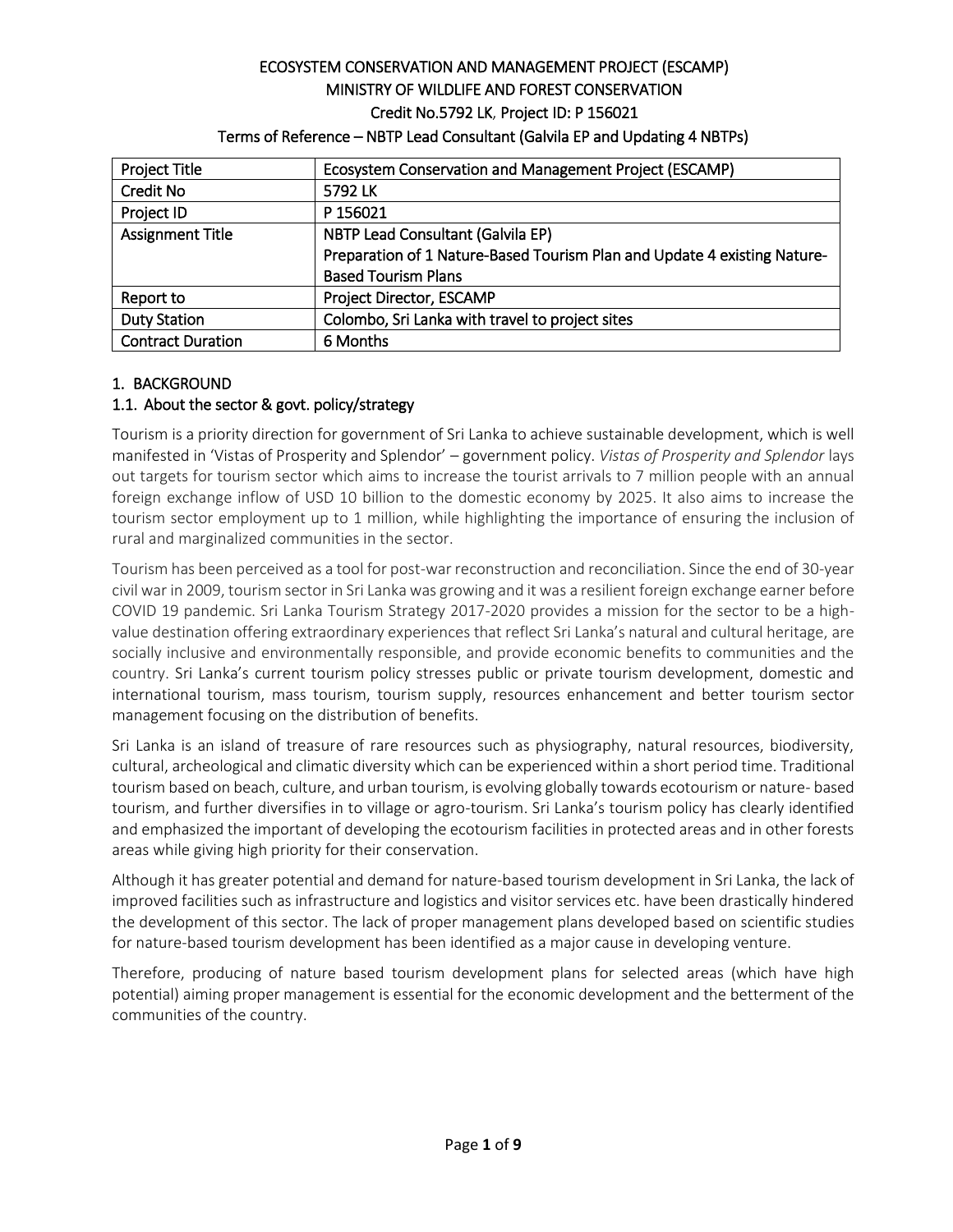# ECOSYSTEM CONSERVATION AND MANAGEMENT PROJECT (ESCAMP)
## MINISTRY OF WILDLIFE AND FOREST CONSERVATION
## Credit No.5792 LK, Project ID: P 156021
## Terms of Reference – NBTP Lead Consultant (Galvila EP and Updating 4 NBTPs)

| Project Title | Ecosystem Conservation and Management Project (ESCAMP) |
|---|---|
| Credit No | 5792 LK |
| Project ID | P 156021 |
| Assignment Title | NBTP Lead Consultant (Galvila EP)<br>Preparation of 1 Nature-Based Tourism Plan and Update 4 existing Nature-Based Tourism Plans |
| Report to | Project Director, ESCAMP |
| Duty Station | Colombo, Sri Lanka with travel to project sites |
| Contract Duration | 6 Months |

## 1. BACKGROUND

### 1.1. About the sector & govt. policy/strategy

Tourism is a priority direction for government of Sri Lanka to achieve sustainable development, which is well manifested in 'Vistas of Prosperity and Splendor' – government policy. *Vistas of Prosperity and Splendor* lays out targets for tourism sector which aims to increase the tourist arrivals to 7 million people with an annual foreign exchange inflow of USD 10 billion to the domestic economy by 2025. It also aims to increase the tourism sector employment up to 1 million, while highlighting the importance of ensuring the inclusion of rural and marginalized communities in the sector.

Tourism has been perceived as a tool for post-war reconstruction and reconciliation. Since the end of 30-year civil war in 2009, tourism sector in Sri Lanka was growing and it was a resilient foreign exchange earner before COVID 19 pandemic. Sri Lanka Tourism Strategy 2017-2020 provides a mission for the sector to be a high-value destination offering extraordinary experiences that reflect Sri Lanka's natural and cultural heritage, are socially inclusive and environmentally responsible, and provide economic benefits to communities and the country. Sri Lanka's current tourism policy stresses public or private tourism development, domestic and international tourism, mass tourism, tourism supply, resources enhancement and better tourism sector management focusing on the distribution of benefits.

Sri Lanka is an island of treasure of rare resources such as physiography, natural resources, biodiversity, cultural, archeological and climatic diversity which can be experienced within a short period time. Traditional tourism based on beach, culture, and urban tourism, is evolving globally towards ecotourism or nature- based tourism, and further diversifies in to village or agro-tourism. Sri Lanka's tourism policy has clearly identified and emphasized the important of developing the ecotourism facilities in protected areas and in other forests areas while giving high priority for their conservation.

Although it has greater potential and demand for nature-based tourism development in Sri Lanka, the lack of improved facilities such as infrastructure and logistics and visitor services etc. have been drastically hindered the development of this sector. The lack of proper management plans developed based on scientific studies for nature-based tourism development has been identified as a major cause in developing venture.

Therefore, producing of nature based tourism development plans for selected areas (which have high potential) aiming proper management is essential for the economic development and the betterment of the communities of the country.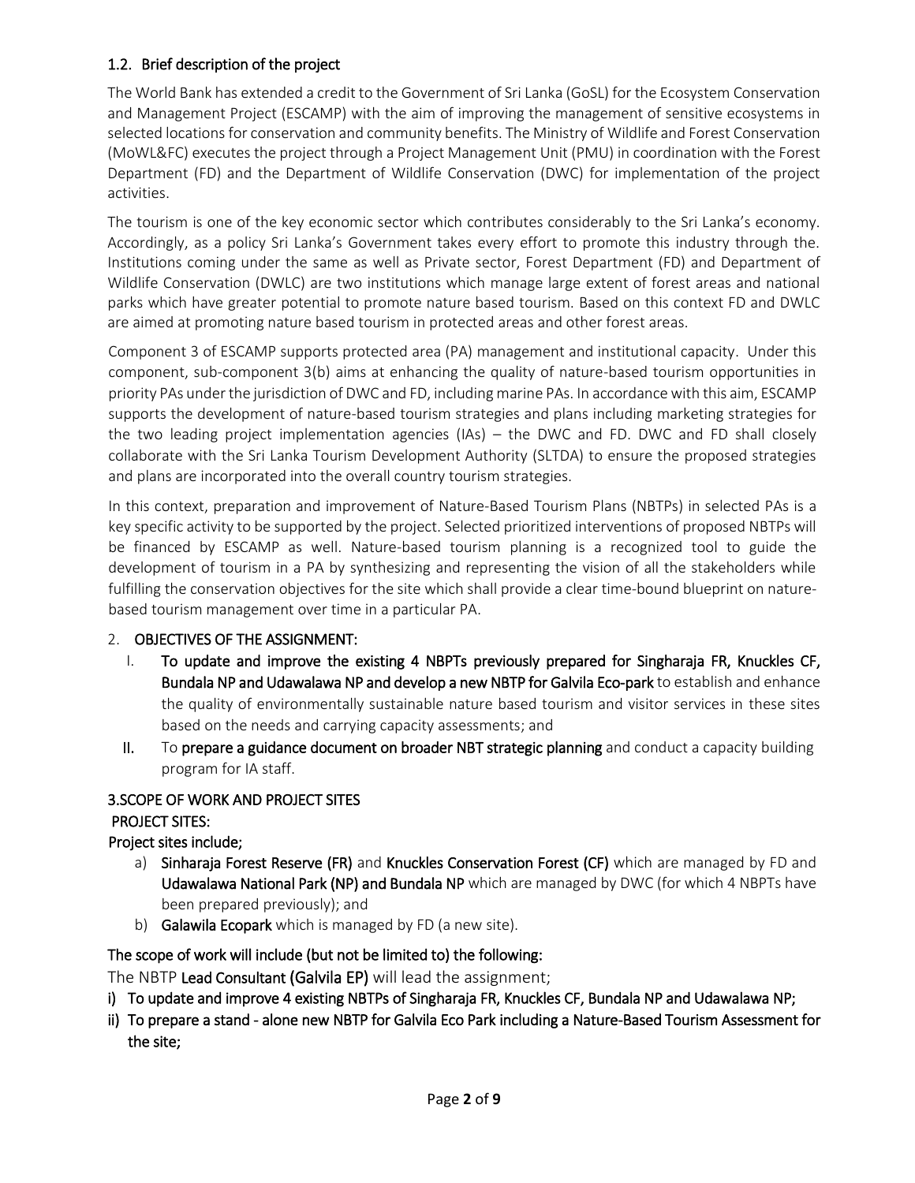### 1.2. Brief description of the project

The World Bank has extended a credit to the Government of Sri Lanka (GoSL) for the Ecosystem Conservation and Management Project (ESCAMP) with the aim of improving the management of sensitive ecosystems in selected locations for conservation and community benefits. The Ministry of Wildlife and Forest Conservation (MoWL&FC) executes the project through a Project Management Unit (PMU) in coordination with the Forest Department (FD) and the Department of Wildlife Conservation (DWC) for implementation of the project activities.

The tourism is one of the key economic sector which contributes considerably to the Sri Lanka's economy. Accordingly, as a policy Sri Lanka's Government takes every effort to promote this industry through the. Institutions coming under the same as well as Private sector, Forest Department (FD) and Department of Wildlife Conservation (DWLC) are two institutions which manage large extent of forest areas and national parks which have greater potential to promote nature based tourism. Based on this context FD and DWLC are aimed at promoting nature based tourism in protected areas and other forest areas.

Component 3 of ESCAMP supports protected area (PA) management and institutional capacity. Under this component, sub-component 3(b) aims at enhancing the quality of nature-based tourism opportunities in priority PAs under the jurisdiction of DWC and FD, including marine PAs. In accordance with this aim, ESCAMP supports the development of nature-based tourism strategies and plans including marketing strategies for the two leading project implementation agencies (IAs) – the DWC and FD. DWC and FD shall closely collaborate with the Sri Lanka Tourism Development Authority (SLTDA) to ensure the proposed strategies and plans are incorporated into the overall country tourism strategies.

In this context, preparation and improvement of Nature-Based Tourism Plans (NBTPs) in selected PAs is a key specific activity to be supported by the project. Selected prioritized interventions of proposed NBTPs will be financed by ESCAMP as well. Nature-based tourism planning is a recognized tool to guide the development of tourism in a PA by synthesizing and representing the vision of all the stakeholders while fulfilling the conservation objectives for the site which shall provide a clear time-bound blueprint on nature-based tourism management over time in a particular PA.

## 2. OBJECTIVES OF THE ASSIGNMENT:

I. **To update and improve the existing 4 NBPTs previously prepared for Singharaja FR, Knuckles CF, Bundala NP and Udawalawa NP and develop a new NBTP for Galvila Eco-park** to establish and enhance the quality of environmentally sustainable nature based tourism and visitor services in these sites based on the needs and carrying capacity assessments; and

II. To **prepare a guidance document on broader NBT strategic planning** and conduct a capacity building program for IA staff.

## 3.SCOPE OF WORK AND PROJECT SITES

**PROJECT SITES:**

**Project sites include;**

a) **Sinharaja Forest Reserve (FR)** and **Knuckles Conservation Forest (CF)** which are managed by FD and **Udawalawa National Park (NP) and Bundala NP** which are managed by DWC (for which 4 NBPTs have been prepared previously); and

b) **Galawila Ecopark** which is managed by FD (a new site).

**The scope of work will include (but not be limited to) the following:**

The NBTP **Lead Consultant (Galvila EP)** will lead the assignment;

**i) To update and improve 4 existing NBTPs of Singharaja FR, Knuckles CF, Bundala NP and Udawalawa NP;**

**ii) To prepare a stand - alone new NBTP for Galvila Eco Park including a Nature-Based Tourism Assessment for the site;**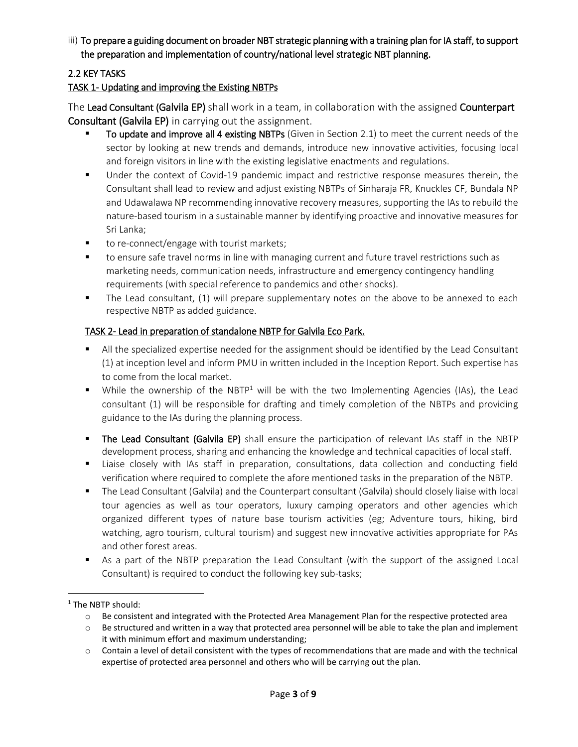iii) **To prepare a guiding document on broader NBT strategic planning with a training plan for IA staff, to support the preparation and implementation of country/national level strategic NBT planning.**

### 2.2 KEY TASKS

#### TASK 1- Updating and improving the Existing NBTPs

The **Lead Consultant (Galvila EP)** shall work in a team, in collaboration with the assigned **Counterpart Consultant (Galvila EP)** in carrying out the assignment.

- **To update and improve all 4 existing NBTPs** (Given in Section 2.1) to meet the current needs of the sector by looking at new trends and demands, introduce new innovative activities, focusing local and foreign visitors in line with the existing legislative enactments and regulations.
- Under the context of Covid-19 pandemic impact and restrictive response measures therein, the Consultant shall lead to review and adjust existing NBTPs of Sinharaja FR, Knuckles CF, Bundala NP and Udawalawa NP recommending innovative recovery measures, supporting the IAs to rebuild the nature-based tourism in a sustainable manner by identifying proactive and innovative measures for Sri Lanka;
- to re-connect/engage with tourist markets;
- to ensure safe travel norms in line with managing current and future travel restrictions such as marketing needs, communication needs, infrastructure and emergency contingency handling requirements (with special reference to pandemics and other shocks).
- The Lead consultant, (1) will prepare supplementary notes on the above to be annexed to each respective NBTP as added guidance.

#### TASK 2- Lead in preparation of standalone NBTP for Galvila Eco Park.

- All the specialized expertise needed for the assignment should be identified by the Lead Consultant (1) at inception level and inform PMU in written included in the Inception Report. Such expertise has to come from the local market.
- While the ownership of the NBTP[1] will be with the two Implementing Agencies (IAs), the Lead consultant (1) will be responsible for drafting and timely completion of the NBTPs and providing guidance to the IAs during the planning process.
- **The Lead Consultant (Galvila EP)** shall ensure the participation of relevant IAs staff in the NBTP development process, sharing and enhancing the knowledge and technical capacities of local staff.
- Liaise closely with IAs staff in preparation, consultations, data collection and conducting field verification where required to complete the afore mentioned tasks in the preparation of the NBTP.
- The Lead Consultant (Galvila) and the Counterpart consultant (Galvila) should closely liaise with local tour agencies as well as tour operators, luxury camping operators and other agencies which organized different types of nature base tourism activities (eg; Adventure tours, hiking, bird watching, agro tourism, cultural tourism) and suggest new innovative activities appropriate for PAs and other forest areas.
- As a part of the NBTP preparation the Lead Consultant (with the support of the assigned Local Consultant) is required to conduct the following key sub-tasks;

---

[1] The NBTP should:

- Be consistent and integrated with the Protected Area Management Plan for the respective protected area
- Be structured and written in a way that protected area personnel will be able to take the plan and implement it with minimum effort and maximum understanding;
- Contain a level of detail consistent with the types of recommendations that are made and with the technical expertise of protected area personnel and others who will be carrying out the plan.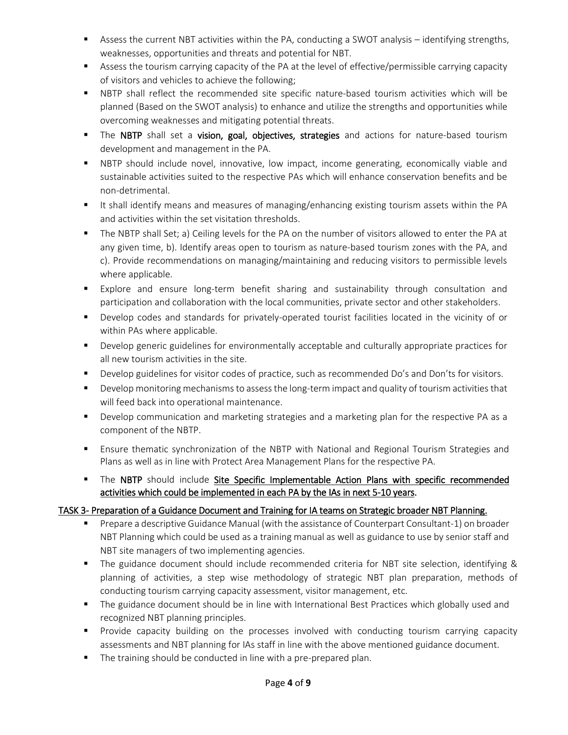- Assess the current NBT activities within the PA, conducting a SWOT analysis – identifying strengths, weaknesses, opportunities and threats and potential for NBT.
- Assess the tourism carrying capacity of the PA at the level of effective/permissible carrying capacity of visitors and vehicles to achieve the following;
- NBTP shall reflect the recommended site specific nature-based tourism activities which will be planned (Based on the SWOT analysis) to enhance and utilize the strengths and opportunities while overcoming weaknesses and mitigating potential threats.
- The **NBTP** shall set a **vision, goal, objectives, strategies** and actions for nature-based tourism development and management in the PA.
- NBTP should include novel, innovative, low impact, income generating, economically viable and sustainable activities suited to the respective PAs which will enhance conservation benefits and be non-detrimental.
- It shall identify means and measures of managing/enhancing existing tourism assets within the PA and activities within the set visitation thresholds.
- The NBTP shall Set; a) Ceiling levels for the PA on the number of visitors allowed to enter the PA at any given time, b). Identify areas open to tourism as nature-based tourism zones with the PA, and c). Provide recommendations on managing/maintaining and reducing visitors to permissible levels where applicable.
- Explore and ensure long-term benefit sharing and sustainability through consultation and participation and collaboration with the local communities, private sector and other stakeholders.
- Develop codes and standards for privately-operated tourist facilities located in the vicinity of or within PAs where applicable.
- Develop generic guidelines for environmentally acceptable and culturally appropriate practices for all new tourism activities in the site.
- Develop guidelines for visitor codes of practice, such as recommended Do's and Don'ts for visitors.
- Develop monitoring mechanisms to assess the long-term impact and quality of tourism activities that will feed back into operational maintenance.
- Develop communication and marketing strategies and a marketing plan for the respective PA as a component of the NBTP.
- Ensure thematic synchronization of the NBTP with National and Regional Tourism Strategies and Plans as well as in line with Protect Area Management Plans for the respective PA.
- The **NBTP** should include <u>Site Specific Implementable Action Plans with specific recommended activities which could be implemented in each PA by the IAs in next 5-10 years</u>.

<u>TASK 3- Preparation of a Guidance Document and Training for IA teams on Strategic broader NBT Planning.</u>

- Prepare a descriptive Guidance Manual (with the assistance of Counterpart Consultant-1) on broader NBT Planning which could be used as a training manual as well as guidance to use by senior staff and NBT site managers of two implementing agencies.
- The guidance document should include recommended criteria for NBT site selection, identifying & planning of activities, a step wise methodology of strategic NBT plan preparation, methods of conducting tourism carrying capacity assessment, visitor management, etc.
- The guidance document should be in line with International Best Practices which globally used and recognized NBT planning principles.
- Provide capacity building on the processes involved with conducting tourism carrying capacity assessments and NBT planning for IAs staff in line with the above mentioned guidance document.
- The training should be conducted in line with a pre-prepared plan.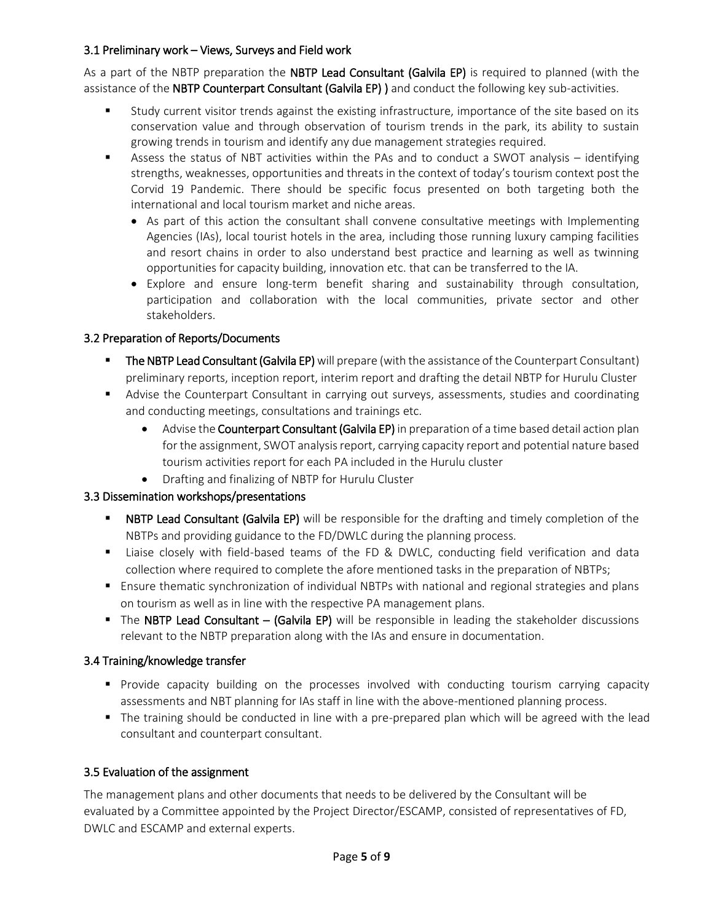### 3.1 Preliminary work – Views, Surveys and Field work

As a part of the NBTP preparation the **NBTP Lead Consultant (Galvila EP)** is required to planned (with the assistance of the **NBTP Counterpart Consultant (Galvila EP) )** and conduct the following key sub-activities.

- Study current visitor trends against the existing infrastructure, importance of the site based on its conservation value and through observation of tourism trends in the park, its ability to sustain growing trends in tourism and identify any due management strategies required.
- Assess the status of NBT activities within the PAs and to conduct a SWOT analysis – identifying strengths, weaknesses, opportunities and threats in the context of today's tourism context post the Corvid 19 Pandemic. There should be specific focus presented on both targeting both the international and local tourism market and niche areas.
  - As part of this action the consultant shall convene consultative meetings with Implementing Agencies (IAs), local tourist hotels in the area, including those running luxury camping facilities and resort chains in order to also understand best practice and learning as well as twinning opportunities for capacity building, innovation etc. that can be transferred to the IA.
  - Explore and ensure long-term benefit sharing and sustainability through consultation, participation and collaboration with the local communities, private sector and other stakeholders.

### 3.2 Preparation of Reports/Documents

- **The NBTP Lead Consultant (Galvila EP)** will prepare (with the assistance of the Counterpart Consultant) preliminary reports, inception report, interim report and drafting the detail NBTP for Hurulu Cluster
- Advise the Counterpart Consultant in carrying out surveys, assessments, studies and coordinating and conducting meetings, consultations and trainings etc.
  - Advise the **Counterpart Consultant (Galvila EP)** in preparation of a time based detail action plan for the assignment, SWOT analysis report, carrying capacity report and potential nature based tourism activities report for each PA included in the Hurulu cluster
  - Drafting and finalizing of NBTP for Hurulu Cluster

### 3.3 Dissemination workshops/presentations

- **NBTP Lead Consultant (Galvila EP)** will be responsible for the drafting and timely completion of the NBTPs and providing guidance to the FD/DWLC during the planning process.
- Liaise closely with field-based teams of the FD & DWLC, conducting field verification and data collection where required to complete the afore mentioned tasks in the preparation of NBTPs;
- Ensure thematic synchronization of individual NBTPs with national and regional strategies and plans on tourism as well as in line with the respective PA management plans.
- The **NBTP Lead Consultant – (Galvila EP)** will be responsible in leading the stakeholder discussions relevant to the NBTP preparation along with the IAs and ensure in documentation.

### 3.4 Training/knowledge transfer

- Provide capacity building on the processes involved with conducting tourism carrying capacity assessments and NBT planning for IAs staff in line with the above-mentioned planning process.
- The training should be conducted in line with a pre-prepared plan which will be agreed with the lead consultant and counterpart consultant.

### 3.5 Evaluation of the assignment

The management plans and other documents that needs to be delivered by the Consultant will be evaluated by a Committee appointed by the Project Director/ESCAMP, consisted of representatives of FD, DWLC and ESCAMP and external experts.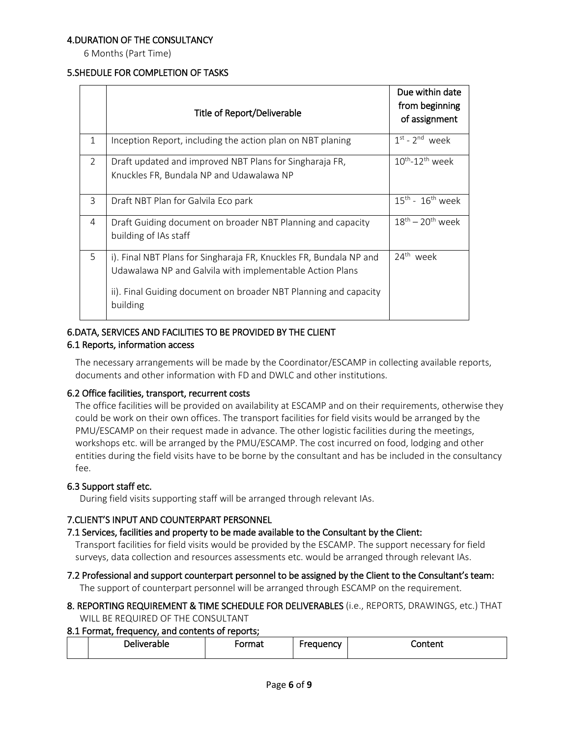### 4.DURATION OF THE CONSULTANCY

6 Months (Part Time)

### 5.SHEDULE FOR COMPLETION OF TASKS

| | Title of Report/Deliverable | Due within date from beginning of assignment |
|---|---|---|
| 1 | Inception Report, including the action plan on NBT planing | 1st - 2nd week |
| 2 | Draft updated and improved NBT Plans for Singharaja FR, Knuckles FR, Bundala NP and Udawalawa NP | 10th-12th week |
| 3 | Draft NBT Plan for Galvila Eco park | 15th - 16th week |
| 4 | Draft Guiding document on broader NBT Planning and capacity building of IAs staff | 18th – 20th week |
| 5 | i). Final NBT Plans for Singharaja FR, Knuckles FR, Bundala NP and Udawalawa NP and Galvila with implementable Action Plans<br><br>ii). Final Guiding document on broader NBT Planning and capacity building | 24th week |

### 6.DATA, SERVICES AND FACILITIES TO BE PROVIDED BY THE CLIENT

#### 6.1 Reports, information access

The necessary arrangements will be made by the Coordinator/ESCAMP in collecting available reports, documents and other information with FD and DWLC and other institutions.

#### 6.2 Office facilities, transport, recurrent costs

The office facilities will be provided on availability at ESCAMP and on their requirements, otherwise they could be work on their own offices. The transport facilities for field visits would be arranged by the PMU/ESCAMP on their request made in advance. The other logistic facilities during the meetings, workshops etc. will be arranged by the PMU/ESCAMP. The cost incurred on food, lodging and other entities during the field visits have to be borne by the consultant and has be included in the consultancy fee.

#### 6.3 Support staff etc.

During field visits supporting staff will be arranged through relevant IAs.

### 7.CLIENT'S INPUT AND COUNTERPART PERSONNEL

#### 7.1 Services, facilities and property to be made available to the Consultant by the Client:

Transport facilities for field visits would be provided by the ESCAMP. The support necessary for field surveys, data collection and resources assessments etc. would be arranged through relevant IAs.

#### 7.2 Professional and support counterpart personnel to be assigned by the Client to the Consultant's team:

The support of counterpart personnel will be arranged through ESCAMP on the requirement.

### 8. REPORTING REQUIREMENT & TIME SCHEDULE FOR DELIVERABLES (i.e., REPORTS, DRAWINGS, etc.) THAT WILL BE REQUIRED OF THE CONSULTANT

#### 8.1 Format, frequency, and contents of reports;

| | Deliverable | Format | Frequency | Content |
|---|---|---|---|---|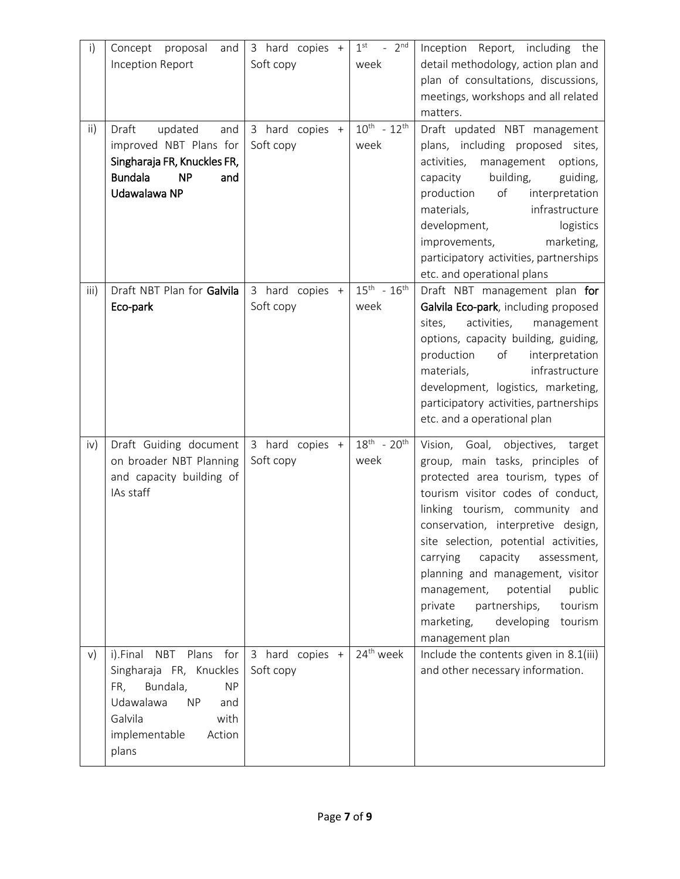| i) | Concept proposal and Inception Report | 3 hard copies + Soft copy | 1st - 2nd week | Inception Report, including the detail methodology, action plan and plan of consultations, discussions, meetings, workshops and all related matters. |
|---|---|---|---|---|
| ii) | Draft updated and improved NBT Plans for **Singharaja FR, Knuckles FR, Bundala NP and Udawalawa NP** | 3 hard copies + Soft copy | 10th - 12th week | Draft updated NBT management plans, including proposed sites, activities, management options, capacity building, guiding, production of interpretation materials, infrastructure development, logistics improvements, marketing, participatory activities, partnerships etc. and operational plans |
| iii) | Draft NBT Plan for **Galvila Eco-park** | 3 hard copies + Soft copy | 15th - 16th week | Draft NBT management plan **for Galvila Eco-park**, including proposed sites, activities, management options, capacity building, guiding, production of interpretation materials, infrastructure development, logistics, marketing, participatory activities, partnerships etc. and a operational plan |
| iv) | Draft Guiding document on broader NBT Planning and capacity building of IAs staff | 3 hard copies + Soft copy | 18th - 20th week | Vision, Goal, objectives, target group, main tasks, principles of protected area tourism, types of tourism visitor codes of conduct, linking tourism, community and conservation, interpretive design, site selection, potential activities, carrying capacity assessment, planning and management, visitor management, potential public private partnerships, tourism marketing, developing tourism management plan |
| v) | i).Final NBT Plans for Singharaja FR, Knuckles FR, Bundala, NP Udawalawa NP and Galvila with implementable Action plans | 3 hard copies + Soft copy | 24th week | Include the contents given in 8.1(iii) and other necessary information. |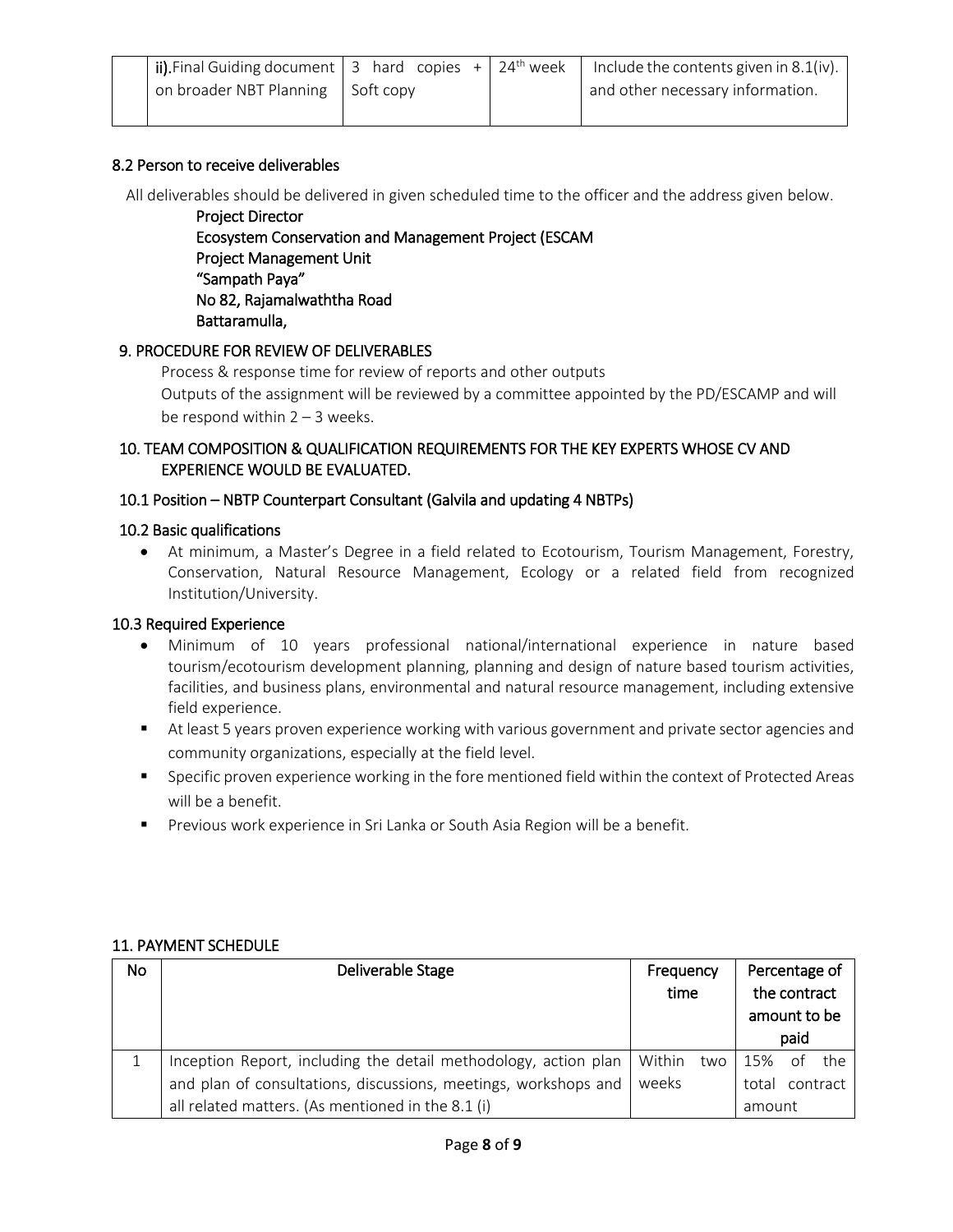| | ii).Final Guiding document on broader NBT Planning | 3 hard copies + Soft copy | 24th week | Include the contents given in 8.1(iv). and other necessary information. |
|---|---|---|---|---|

### 8.2 Person to receive deliverables

All deliverables should be delivered in given scheduled time to the officer and the address given below.

Project Director
Ecosystem Conservation and Management Project (ESCAM
Project Management Unit
"Sampath Paya"
No 82, Rajamalwaththa Road
Battaramulla,

## 9. PROCEDURE FOR REVIEW OF DELIVERABLES

Process & response time for review of reports and other outputs

Outputs of the assignment will be reviewed by a committee appointed by the PD/ESCAMP and will be respond within 2 – 3 weeks.

## 10. TEAM COMPOSITION & QUALIFICATION REQUIREMENTS FOR THE KEY EXPERTS WHOSE CV AND EXPERIENCE WOULD BE EVALUATED.

### 10.1 Position – NBTP Counterpart Consultant (Galvila and updating 4 NBTPs)

### 10.2 Basic qualifications

- At minimum, a Master's Degree in a field related to Ecotourism, Tourism Management, Forestry, Conservation, Natural Resource Management, Ecology or a related field from recognized Institution/University.

### 10.3 Required Experience

- Minimum of 10 years professional national/international experience in nature based tourism/ecotourism development planning, planning and design of nature based tourism activities, facilities, and business plans, environmental and natural resource management, including extensive field experience.
- At least 5 years proven experience working with various government and private sector agencies and community organizations, especially at the field level.
- Specific proven experience working in the fore mentioned field within the context of Protected Areas will be a benefit.
- Previous work experience in Sri Lanka or South Asia Region will be a benefit.

## 11. PAYMENT SCHEDULE

| No | Deliverable Stage | Frequency time | Percentage of the contract amount to be paid |
|---|---|---|---|
| 1 | Inception Report, including the detail methodology, action plan and plan of consultations, discussions, meetings, workshops and all related matters. (As mentioned in the 8.1 (i) | Within two weeks | 15% of the total contract amount |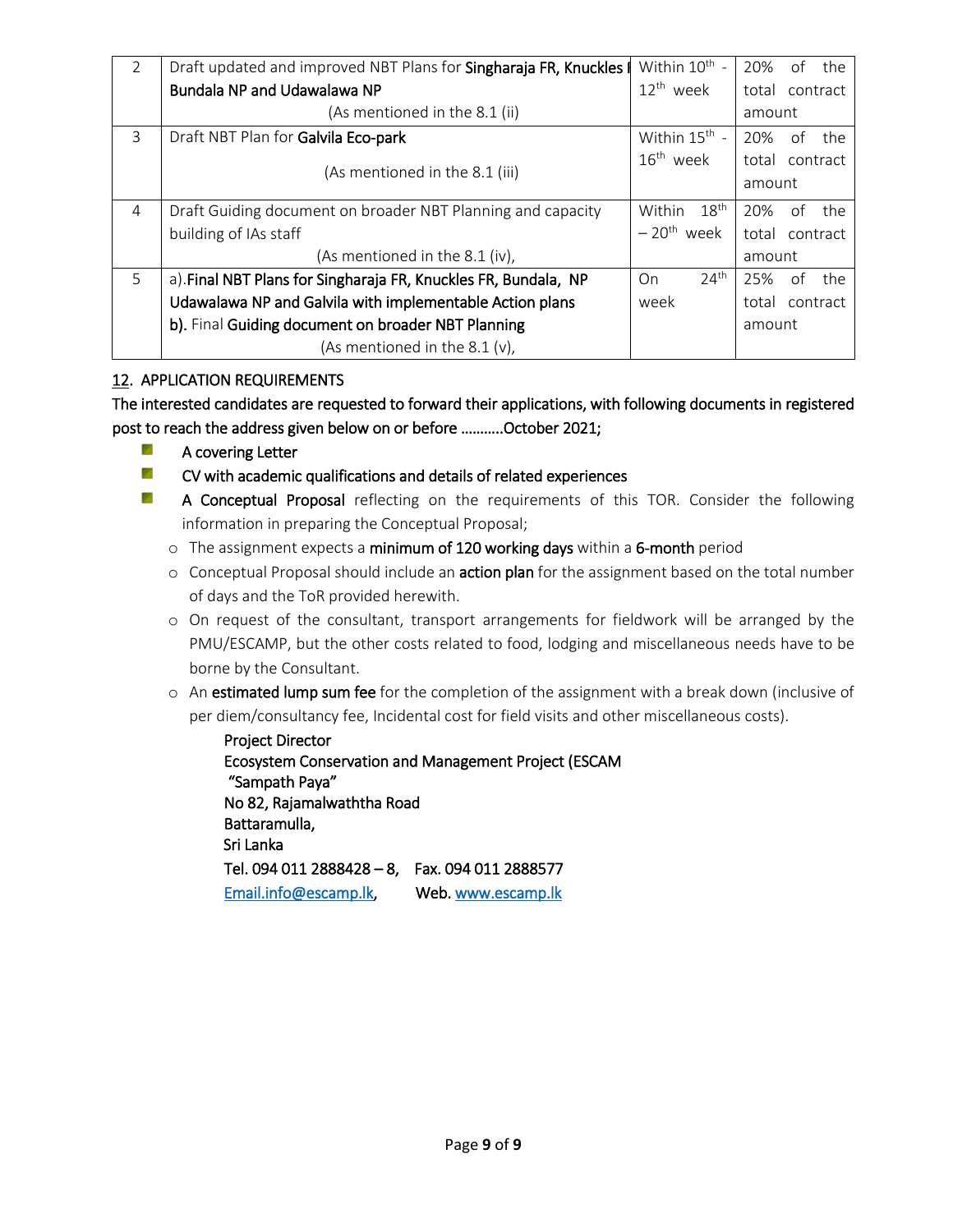| | | | |
|---|---|---|---|
| 2 | Draft updated and improved NBT Plans for **Singharaja FR, Knuckles FR, Bundala NP and Udawalawa NP** (As mentioned in the 8.1 (ii) | Within 10th - 12th week | 20% of the total contract amount |
| 3 | Draft NBT Plan for **Galvila Eco-park** (As mentioned in the 8.1 (iii) | Within 15th - 16th week | 20% of the total contract amount |
| 4 | Draft Guiding document on broader NBT Planning and capacity building of IAs staff (As mentioned in the 8.1 (iv), | Within 18th – 20th week | 20% of the total contract amount |
| 5 | a).**Final NBT Plans for Singharaja FR, Knuckles FR, Bundala, NP Udawalawa NP and Galvila with implementable Action plans** b). Final **Guiding document on broader NBT Planning** (As mentioned in the 8.1 (v), | On 24th week | 25% of the total contract amount |

## 12. APPLICATION REQUIREMENTS

**The interested candidates are requested to forward their applications, with following documents in registered post to reach the address given below on or before ………..October 2021;**

- **A covering Letter**
- **CV with academic qualifications and details of related experiences**
- **A Conceptual Proposal** reflecting on the requirements of this TOR. Consider the following information in preparing the Conceptual Proposal;
  - The assignment expects a **minimum of 120 working days** within a **6-month** period
  - Conceptual Proposal should include an **action plan** for the assignment based on the total number of days and the ToR provided herewith.
  - On request of the consultant, transport arrangements for fieldwork will be arranged by the PMU/ESCAMP, but the other costs related to food, lodging and miscellaneous needs have to be borne by the Consultant.
  - An **estimated lump sum fee** for the completion of the assignment with a break down (inclusive of per diem/consultancy fee, Incidental cost for field visits and other miscellaneous costs).

**Project Director**
**Ecosystem Conservation and Management Project (ESCAM**
**"Sampath Paya"**
**No 82, Rajamalwaththa Road**
**Battaramulla,**
**Sri Lanka**
**Tel. 094 011 2888428 – 8, Fax. 094 011 2888577**
Email.info@escamp.lk, **Web.** www.escamp.lk